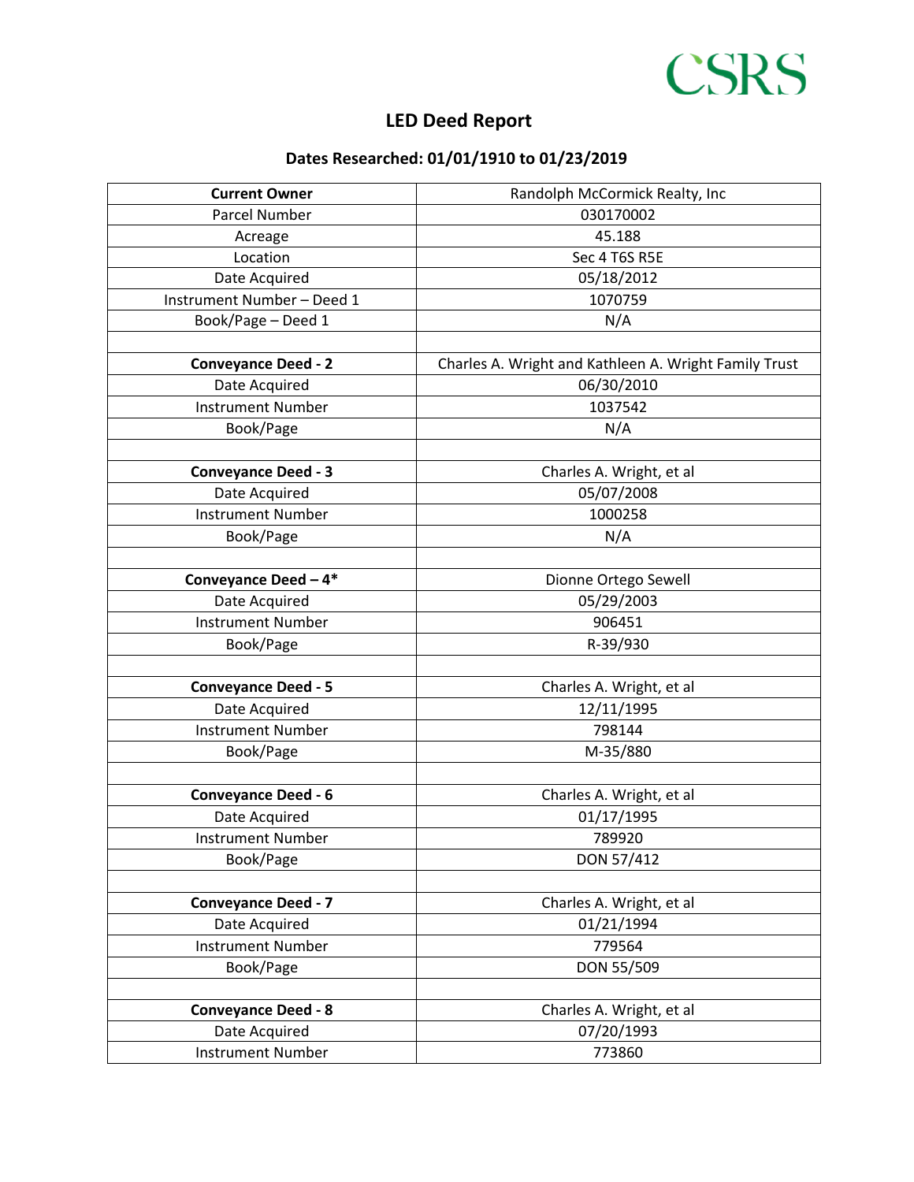CSRS

# LED Deed Report

## Dates Researched: 01/01/1910 to 01/23/2019

| **Current Owner** | Randolph McCormick Realty, Inc |
|---|---|
| Parcel Number | 030170002 |
| Acreage | 45.188 |
| Location | Sec 4 T6S R5E |
| Date Acquired | 05/18/2012 |
| Instrument Number – Deed 1 | 1070759 |
| Book/Page – Deed 1 | N/A |
| | |
| **Conveyance Deed - 2** | Charles A. Wright and Kathleen A. Wright Family Trust |
| Date Acquired | 06/30/2010 |
| Instrument Number | 1037542 |
| Book/Page | N/A |
| | |
| **Conveyance Deed - 3** | Charles A. Wright, et al |
| Date Acquired | 05/07/2008 |
| Instrument Number | 1000258 |
| Book/Page | N/A |
| | |
| **Conveyance Deed – 4*** | Dionne Ortego Sewell |
| Date Acquired | 05/29/2003 |
| Instrument Number | 906451 |
| Book/Page | R-39/930 |
| | |
| **Conveyance Deed - 5** | Charles A. Wright, et al |
| Date Acquired | 12/11/1995 |
| Instrument Number | 798144 |
| Book/Page | M-35/880 |
| | |
| **Conveyance Deed - 6** | Charles A. Wright, et al |
| Date Acquired | 01/17/1995 |
| Instrument Number | 789920 |
| Book/Page | DON 57/412 |
| | |
| **Conveyance Deed - 7** | Charles A. Wright, et al |
| Date Acquired | 01/21/1994 |
| Instrument Number | 779564 |
| Book/Page | DON 55/509 |
| | |
| **Conveyance Deed - 8** | Charles A. Wright, et al |
| Date Acquired | 07/20/1993 |
| Instrument Number | 773860 |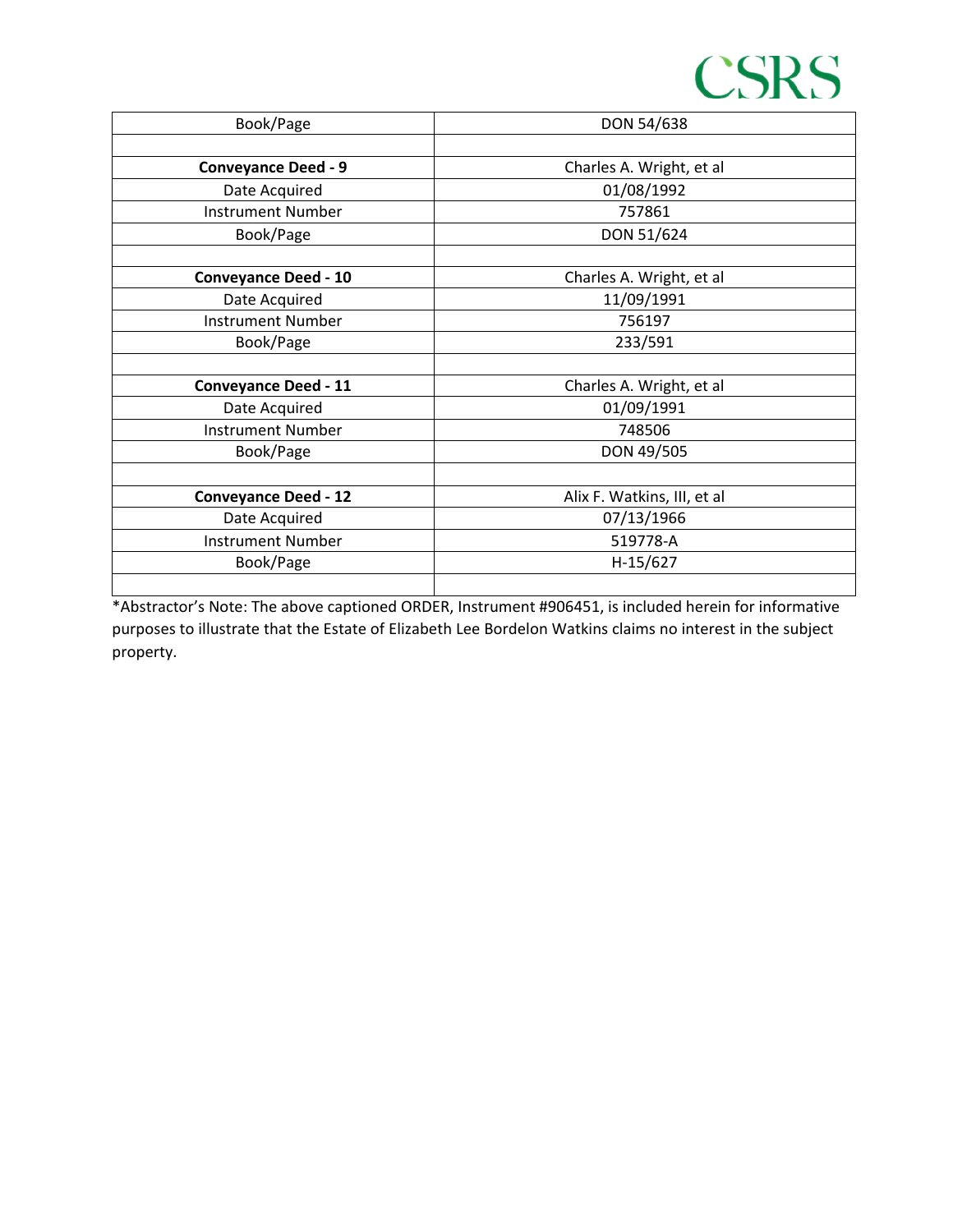| | |
|---|---|
| Book/Page | DON 54/638 |
| | |
| **Conveyance Deed - 9** | Charles A. Wright, et al |
| Date Acquired | 01/08/1992 |
| Instrument Number | 757861 |
| Book/Page | DON 51/624 |
| | |
| **Conveyance Deed - 10** | Charles A. Wright, et al |
| Date Acquired | 11/09/1991 |
| Instrument Number | 756197 |
| Book/Page | 233/591 |
| | |
| **Conveyance Deed - 11** | Charles A. Wright, et al |
| Date Acquired | 01/09/1991 |
| Instrument Number | 748506 |
| Book/Page | DON 49/505 |
| | |
| **Conveyance Deed - 12** | Alix F. Watkins, III, et al |
| Date Acquired | 07/13/1966 |
| Instrument Number | 519778-A |
| Book/Page | H-15/627 |
| | |

*Abstractor's Note: The above captioned ORDER, Instrument #906451, is included herein for informative purposes to illustrate that the Estate of Elizabeth Lee Bordelon Watkins claims no interest in the subject property.